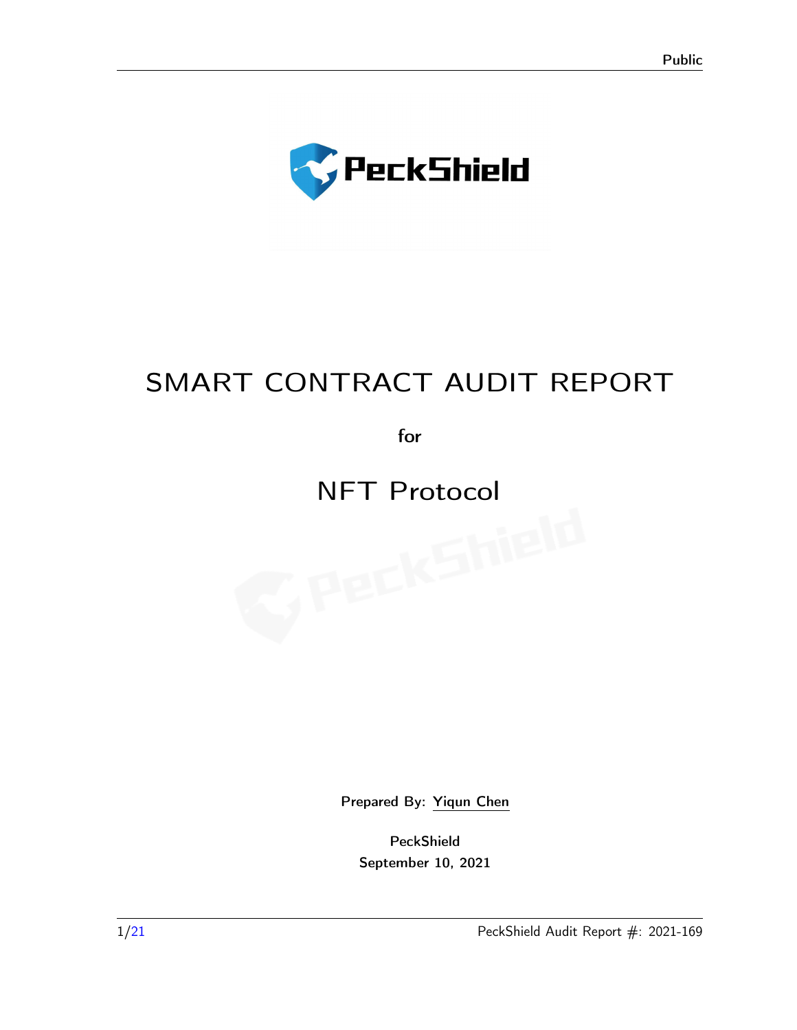# SMART CONTRACT AUDIT REPORT

for

# NFT Protocol

Prepared By: Yiqun Chen

PeckShield

September 10, 2021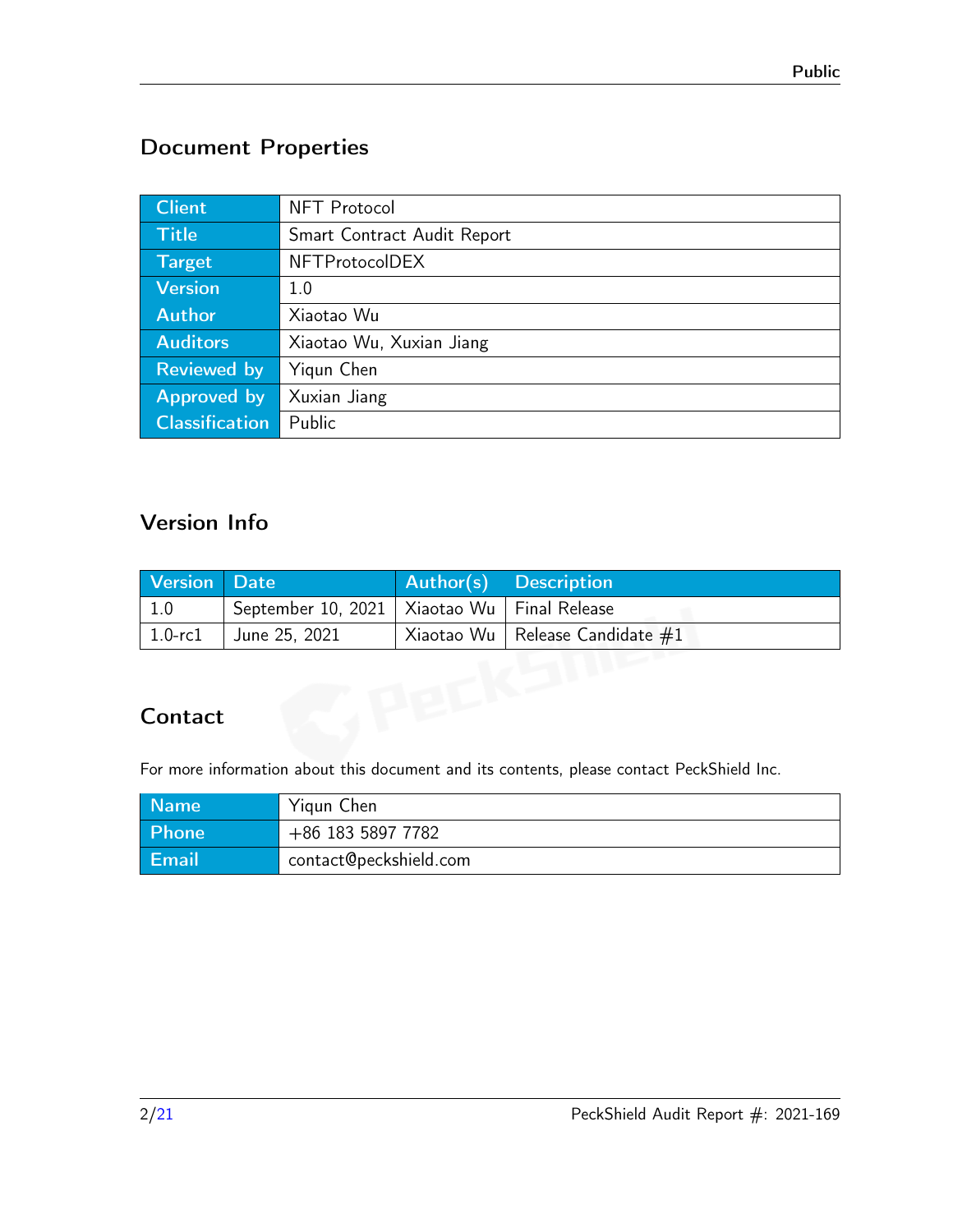## Document Properties

| Client | NFT Protocol |
|---|---|
| Title | Smart Contract Audit Report |
| Target | NFTProtocolDEX |
| Version | 1.0 |
| Author | Xiaotao Wu |
| Auditors | Xiaotao Wu, Xuxian Jiang |
| Reviewed by | Yiqun Chen |
| Approved by | Xuxian Jiang |
| Classification | Public |

## Version Info

| Version | Date | Author(s) | Description |
|---|---|---|---|
| 1.0 | September 10, 2021 | Xiaotao Wu | Final Release |
| 1.0-rc1 | June 25, 2021 | Xiaotao Wu | Release Candidate #1 |

## Contact

For more information about this document and its contents, please contact PeckShield Inc.

| Name | Yiqun Chen |
|---|---|
| Phone | +86 183 5897 7782 |
| Email | contact@peckshield.com |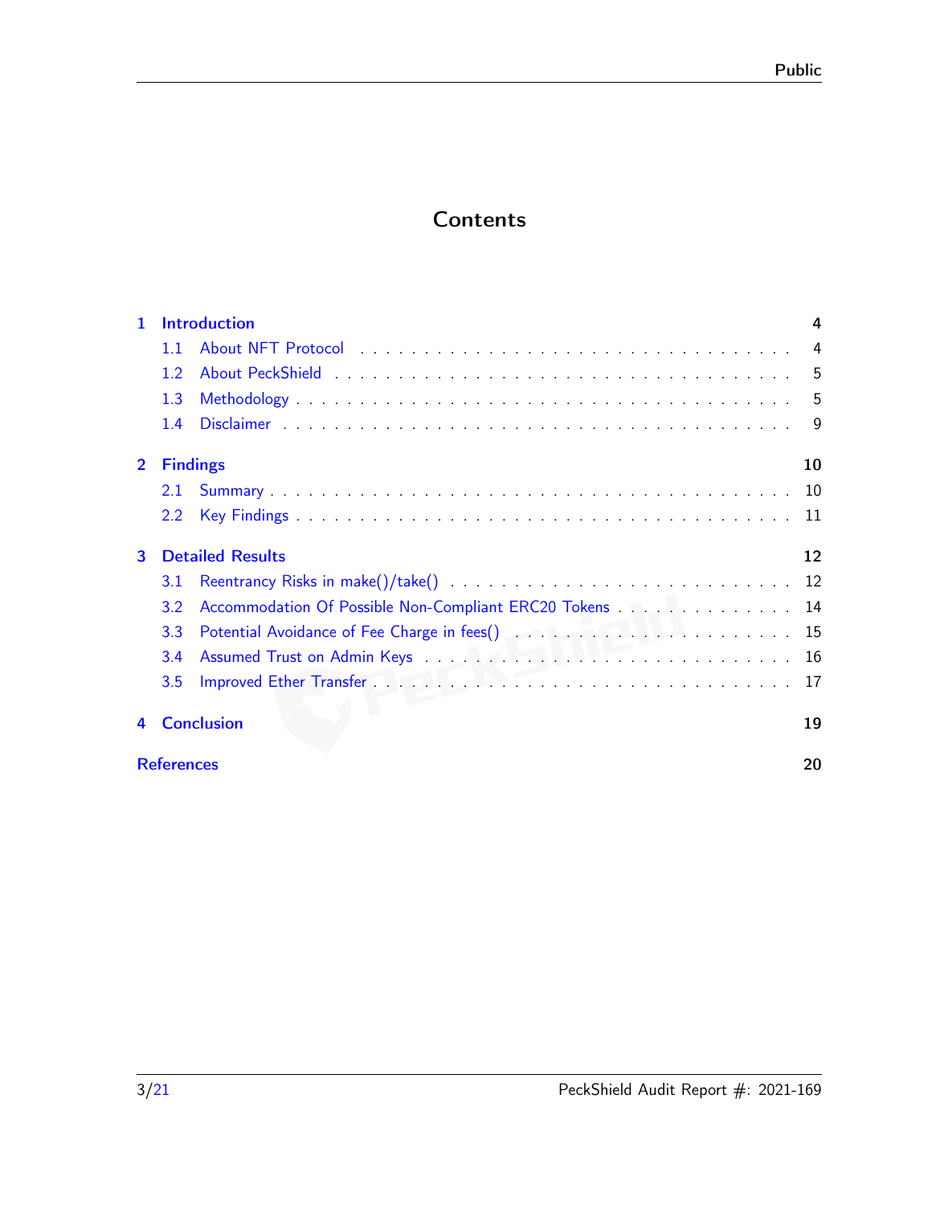# Contents

| | | |
|---|---|---|
| **1** | **Introduction** | **4** |
| 1.1 | About NFT Protocol | 4 |
| 1.2 | About PeckShield | 5 |
| 1.3 | Methodology | 5 |
| 1.4 | Disclaimer | 9 |
| **2** | **Findings** | **10** |
| 2.1 | Summary | 10 |
| 2.2 | Key Findings | 11 |
| **3** | **Detailed Results** | **12** |
| 3.1 | Reentrancy Risks in make()/take() | 12 |
| 3.2 | Accommodation Of Possible Non-Compliant ERC20 Tokens | 14 |
| 3.3 | Potential Avoidance of Fee Charge in fees() | 15 |
| 3.4 | Assumed Trust on Admin Keys | 16 |
| 3.5 | Improved Ether Transfer | 17 |
| **4** | **Conclusion** | **19** |
| | **References** | **20** |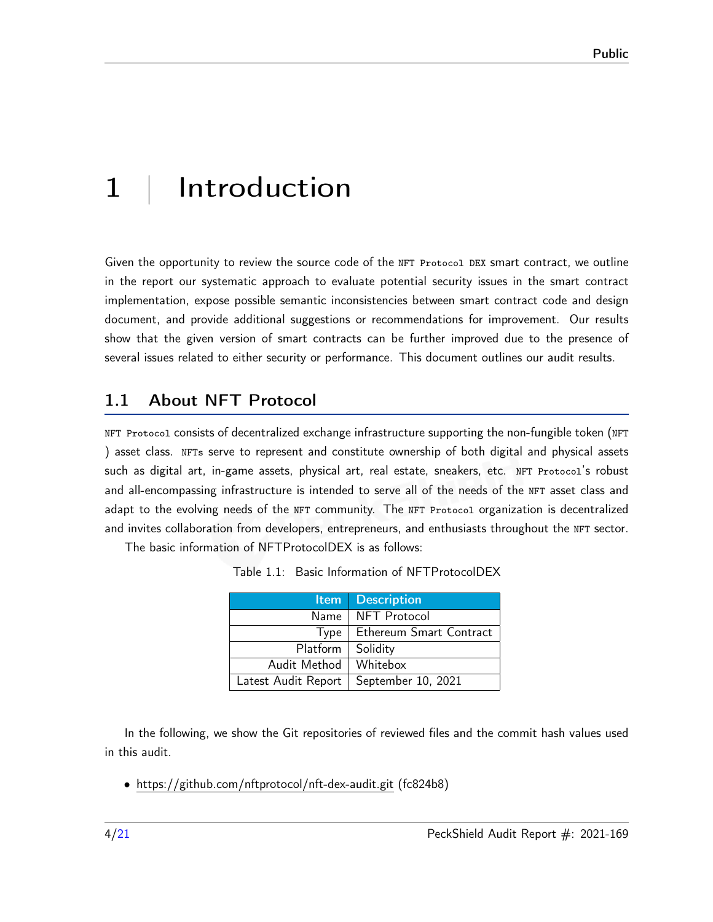# 1 | Introduction

Given the opportunity to review the source code of the `NFT Protocol DEX` smart contract, we outline in the report our systematic approach to evaluate potential security issues in the smart contract implementation, expose possible semantic inconsistencies between smart contract code and design document, and provide additional suggestions or recommendations for improvement. Our results show that the given version of smart contracts can be further improved due to the presence of several issues related to either security or performance. This document outlines our audit results.

## 1.1 About NFT Protocol

`NFT Protocol` consists of decentralized exchange infrastructure supporting the non-fungible token (`NFT` ) asset class. `NFTs` serve to represent and constitute ownership of both digital and physical assets such as digital art, in-game assets, physical art, real estate, sneakers, etc. `NFT Protocol`'s robust and all-encompassing infrastructure is intended to serve all of the needs of the `NFT` asset class and adapt to the evolving needs of the `NFT` community. The `NFT Protocol` organization is decentralized and invites collaboration from developers, entrepreneurs, and enthusiasts throughout the `NFT` sector.

The basic information of NFTProtocolDEX is as follows:

Table 1.1: Basic Information of NFTProtocolDEX

| Item | Description |
| ---: | --- |
| Name | NFT Protocol |
| Type | Ethereum Smart Contract |
| Platform | Solidity |
| Audit Method | Whitebox |
| Latest Audit Report | September 10, 2021 |

In the following, we show the Git repositories of reviewed files and the commit hash values used in this audit.

- https://github.com/nftprotocol/nft-dex-audit.git (fc824b8)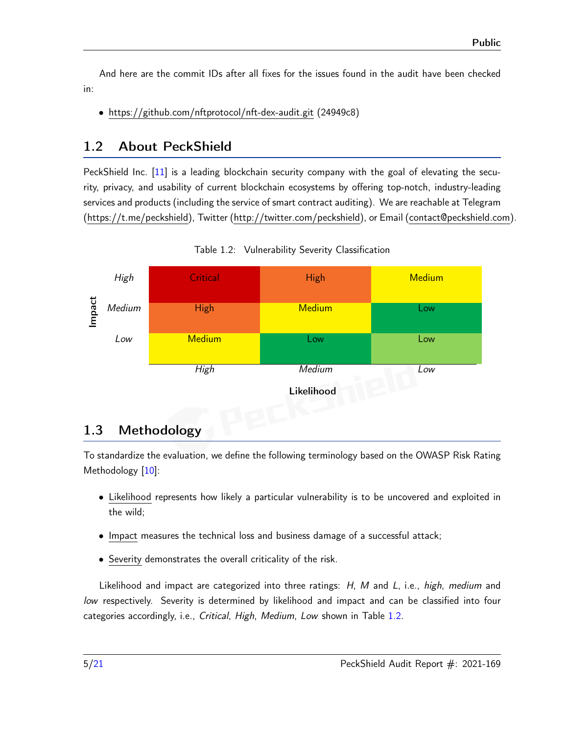And here are the commit IDs after all fixes for the issues found in the audit have been checked in:

- https://github.com/nftprotocol/nft-dex-audit.git (24949c8)

## 1.2 About PeckShield

PeckShield Inc. [11] is a leading blockchain security company with the goal of elevating the security, privacy, and usability of current blockchain ecosystems by offering top-notch, industry-leading services and products (including the service of smart contract auditing). We are reachable at Telegram (https://t.me/peckshield), Twitter (http://twitter.com/peckshield), or Email (contact@peckshield.com).

Table 1.2: Vulnerability Severity Classification

| Impact \ Likelihood | *High* | *Medium* | *Low* |
| --- | --- | --- | --- |
| *High* | Critical | High | Medium |
| *Medium* | High | Medium | Low |
| *Low* | Medium | Low | Low |

## 1.3 Methodology

To standardize the evaluation, we define the following terminology based on the OWASP Risk Rating Methodology [10]:

- Likelihood represents how likely a particular vulnerability is to be uncovered and exploited in the wild;
- Impact measures the technical loss and business damage of a successful attack;
- Severity demonstrates the overall criticality of the risk.

Likelihood and impact are categorized into three ratings: *H*, *M* and *L*, i.e., *high*, *medium* and *low* respectively. Severity is determined by likelihood and impact and can be classified into four categories accordingly, i.e., *Critical*, *High*, *Medium*, *Low* shown in Table 1.2.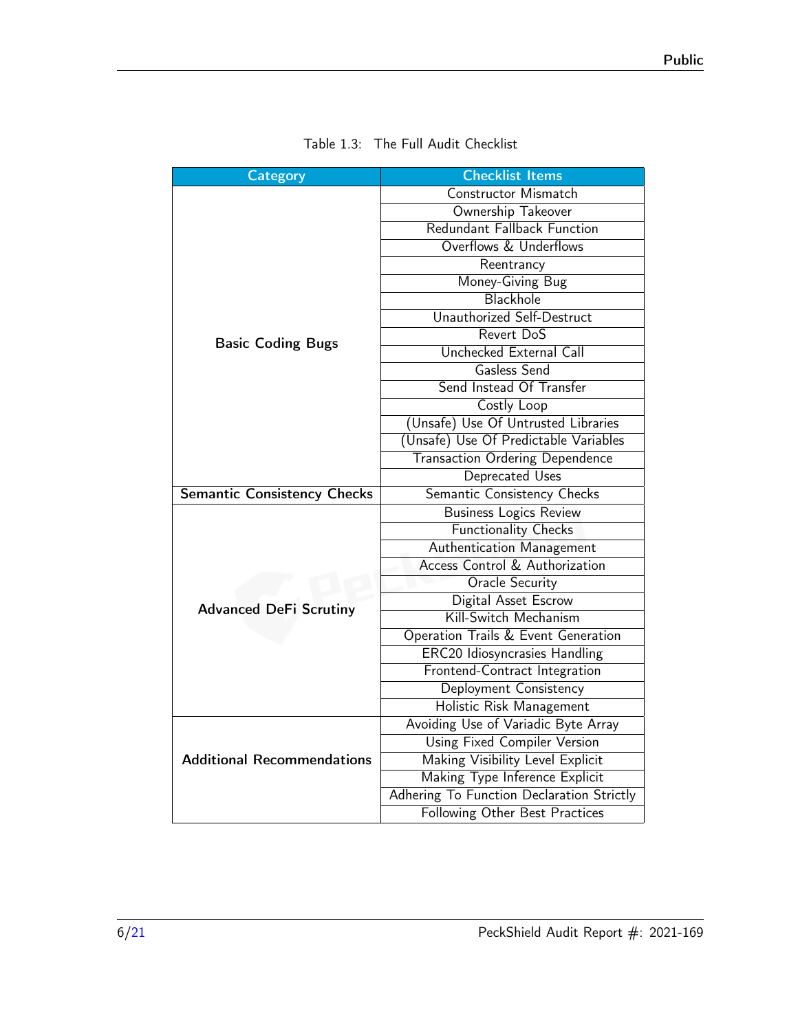Table 1.3: The Full Audit Checklist

| Category | Checklist Items |
| --- | --- |
| **Basic Coding Bugs** | Constructor Mismatch |
| | Ownership Takeover |
| | Redundant Fallback Function |
| | Overflows & Underflows |
| | Reentrancy |
| | Money-Giving Bug |
| | Blackhole |
| | Unauthorized Self-Destruct |
| | Revert DoS |
| | Unchecked External Call |
| | Gasless Send |
| | Send Instead Of Transfer |
| | Costly Loop |
| | (Unsafe) Use Of Untrusted Libraries |
| | (Unsafe) Use Of Predictable Variables |
| | Transaction Ordering Dependence |
| | Deprecated Uses |
| **Semantic Consistency Checks** | Semantic Consistency Checks |
| **Advanced DeFi Scrutiny** | Business Logics Review |
| | Functionality Checks |
| | Authentication Management |
| | Access Control & Authorization |
| | Oracle Security |
| | Digital Asset Escrow |
| | Kill-Switch Mechanism |
| | Operation Trails & Event Generation |
| | ERC20 Idiosyncrasies Handling |
| | Frontend-Contract Integration |
| | Deployment Consistency |
| | Holistic Risk Management |
| **Additional Recommendations** | Avoiding Use of Variadic Byte Array |
| | Using Fixed Compiler Version |
| | Making Visibility Level Explicit |
| | Making Type Inference Explicit |
| | Adhering To Function Declaration Strictly |
| | Following Other Best Practices |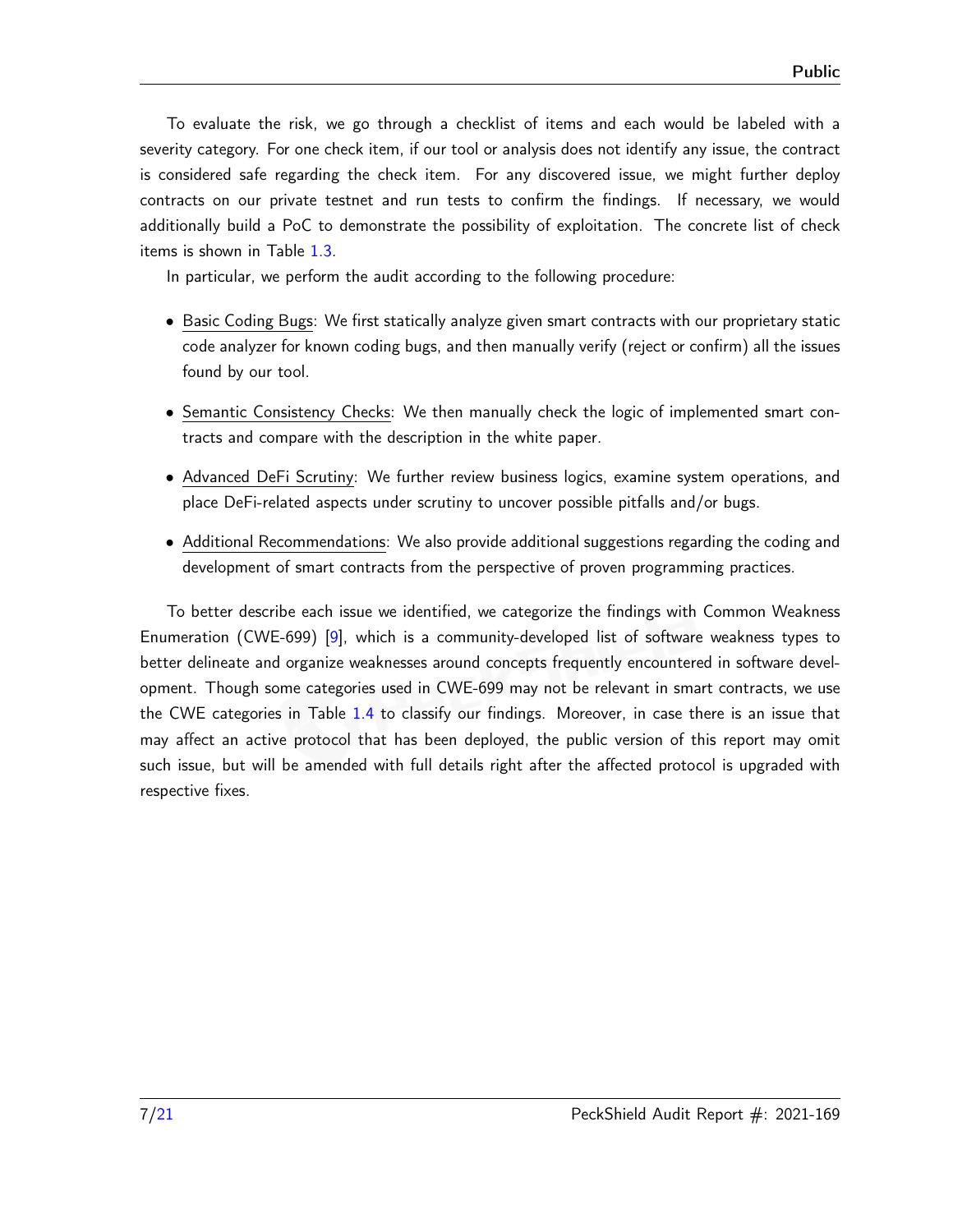To evaluate the risk, we go through a checklist of items and each would be labeled with a severity category. For one check item, if our tool or analysis does not identify any issue, the contract is considered safe regarding the check item. For any discovered issue, we might further deploy contracts on our private testnet and run tests to confirm the findings. If necessary, we would additionally build a PoC to demonstrate the possibility of exploitation. The concrete list of check items is shown in Table 1.3.

In particular, we perform the audit according to the following procedure:

- Basic Coding Bugs: We first statically analyze given smart contracts with our proprietary static code analyzer for known coding bugs, and then manually verify (reject or confirm) all the issues found by our tool.
- Semantic Consistency Checks: We then manually check the logic of implemented smart contracts and compare with the description in the white paper.
- Advanced DeFi Scrutiny: We further review business logics, examine system operations, and place DeFi-related aspects under scrutiny to uncover possible pitfalls and/or bugs.
- Additional Recommendations: We also provide additional suggestions regarding the coding and development of smart contracts from the perspective of proven programming practices.

To better describe each issue we identified, we categorize the findings with Common Weakness Enumeration (CWE-699) [9], which is a community-developed list of software weakness types to better delineate and organize weaknesses around concepts frequently encountered in software development. Though some categories used in CWE-699 may not be relevant in smart contracts, we use the CWE categories in Table 1.4 to classify our findings. Moreover, in case there is an issue that may affect an active protocol that has been deployed, the public version of this report may omit such issue, but will be amended with full details right after the affected protocol is upgraded with respective fixes.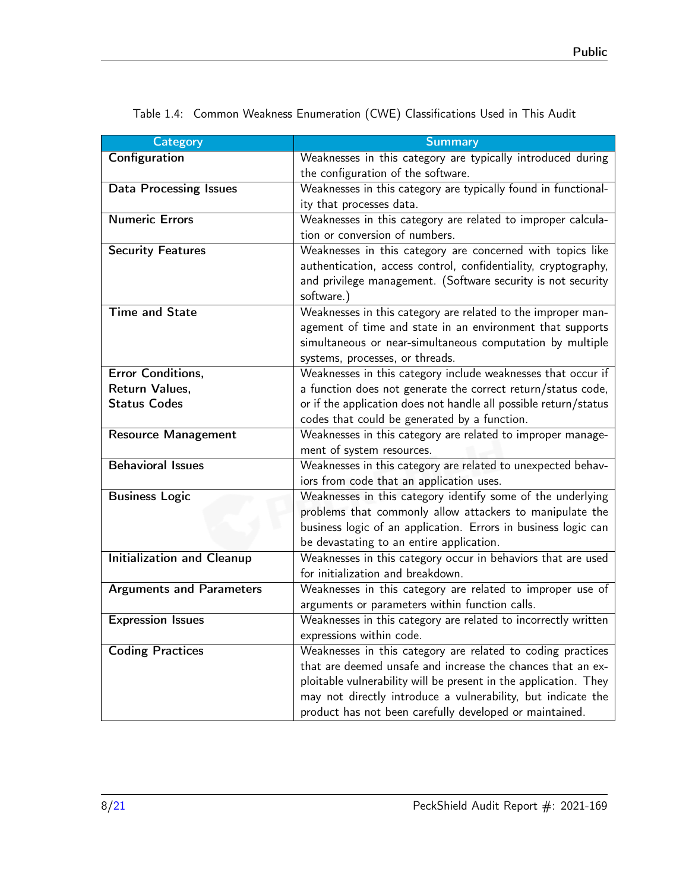Table 1.4: Common Weakness Enumeration (CWE) Classifications Used in This Audit

| Category | Summary |
|---|---|
| **Configuration** | Weaknesses in this category are typically introduced during the configuration of the software. |
| **Data Processing Issues** | Weaknesses in this category are typically found in functionality that processes data. |
| **Numeric Errors** | Weaknesses in this category are related to improper calculation or conversion of numbers. |
| **Security Features** | Weaknesses in this category are concerned with topics like authentication, access control, confidentiality, cryptography, and privilege management. (Software security is not security software.) |
| **Time and State** | Weaknesses in this category are related to the improper management of time and state in an environment that supports simultaneous or near-simultaneous computation by multiple systems, processes, or threads. |
| **Error Conditions, Return Values, Status Codes** | Weaknesses in this category include weaknesses that occur if a function does not generate the correct return/status code, or if the application does not handle all possible return/status codes that could be generated by a function. |
| **Resource Management** | Weaknesses in this category are related to improper management of system resources. |
| **Behavioral Issues** | Weaknesses in this category are related to unexpected behaviors from code that an application uses. |
| **Business Logic** | Weaknesses in this category identify some of the underlying problems that commonly allow attackers to manipulate the business logic of an application. Errors in business logic can be devastating to an entire application. |
| **Initialization and Cleanup** | Weaknesses in this category occur in behaviors that are used for initialization and breakdown. |
| **Arguments and Parameters** | Weaknesses in this category are related to improper use of arguments or parameters within function calls. |
| **Expression Issues** | Weaknesses in this category are related to incorrectly written expressions within code. |
| **Coding Practices** | Weaknesses in this category are related to coding practices that are deemed unsafe and increase the chances that an exploitable vulnerability will be present in the application. They may not directly introduce a vulnerability, but indicate the product has not been carefully developed or maintained. |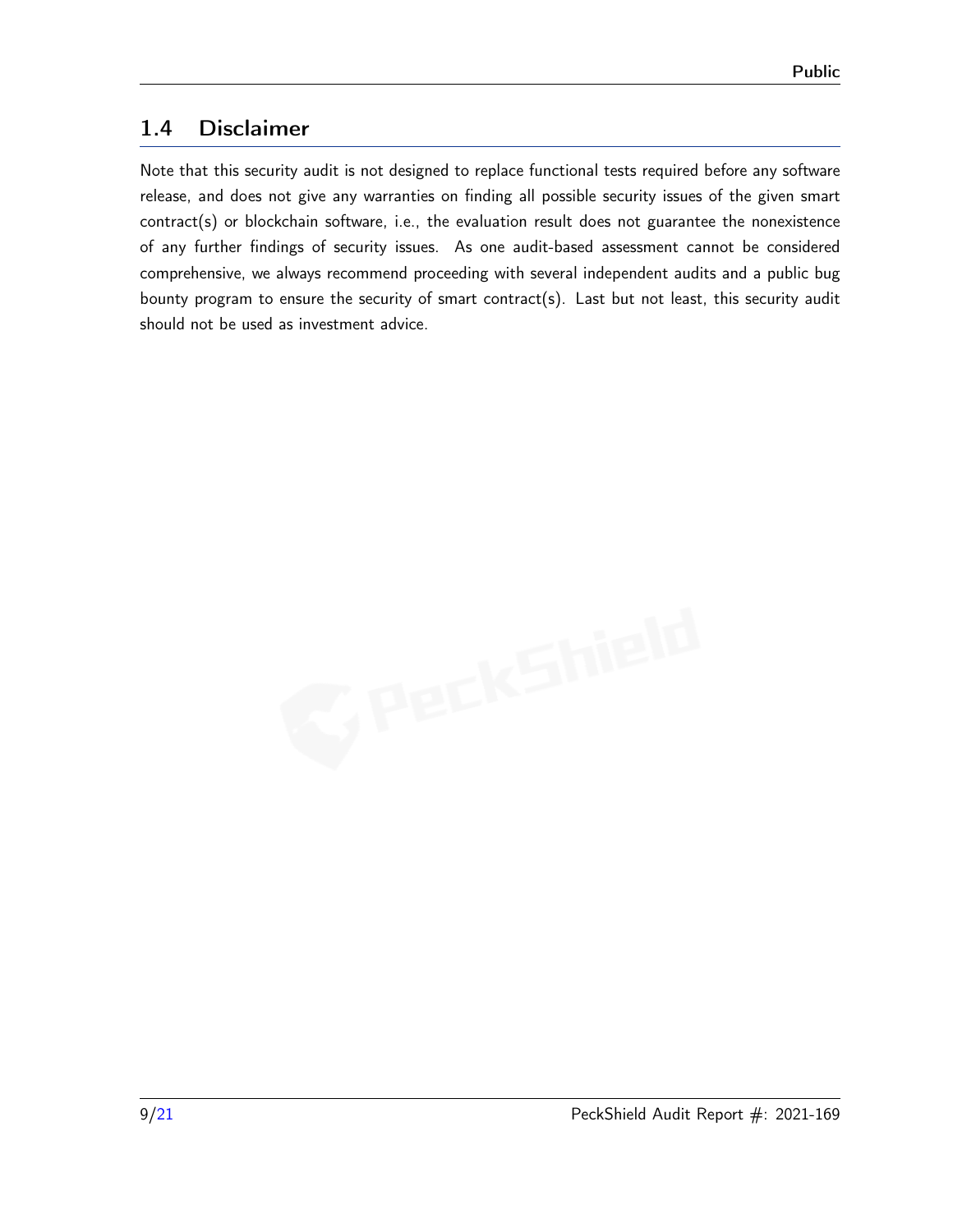## 1.4 Disclaimer

Note that this security audit is not designed to replace functional tests required before any software release, and does not give any warranties on finding all possible security issues of the given smart contract(s) or blockchain software, i.e., the evaluation result does not guarantee the nonexistence of any further findings of security issues. As one audit-based assessment cannot be considered comprehensive, we always recommend proceeding with several independent audits and a public bug bounty program to ensure the security of smart contract(s). Last but not least, this security audit should not be used as investment advice.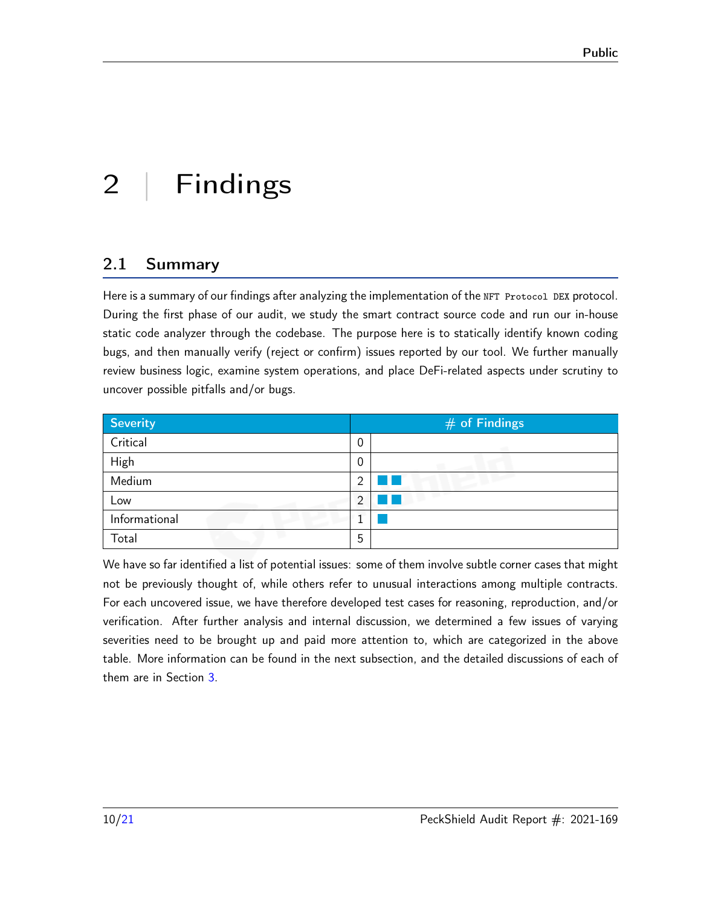# 2 | Findings

## 2.1 Summary

Here is a summary of our findings after analyzing the implementation of the `NFT Protocol DEX` protocol. During the first phase of our audit, we study the smart contract source code and run our in-house static code analyzer through the codebase. The purpose here is to statically identify known coding bugs, and then manually verify (reject or confirm) issues reported by our tool. We further manually review business logic, examine system operations, and place DeFi-related aspects under scrutiny to uncover possible pitfalls and/or bugs.

| Severity | # of Findings | |
|---|---|---|
| Critical | 0 | |
| High | 0 | |
| Medium | 2 | ■■ |
| Low | 2 | ■■ |
| Informational | 1 | ■ |
| Total | 5 | |

We have so far identified a list of potential issues: some of them involve subtle corner cases that might not be previously thought of, while others refer to unusual interactions among multiple contracts. For each uncovered issue, we have therefore developed test cases for reasoning, reproduction, and/or verification. After further analysis and internal discussion, we determined a few issues of varying severities need to be brought up and paid more attention to, which are categorized in the above table. More information can be found in the next subsection, and the detailed discussions of each of them are in Section 3.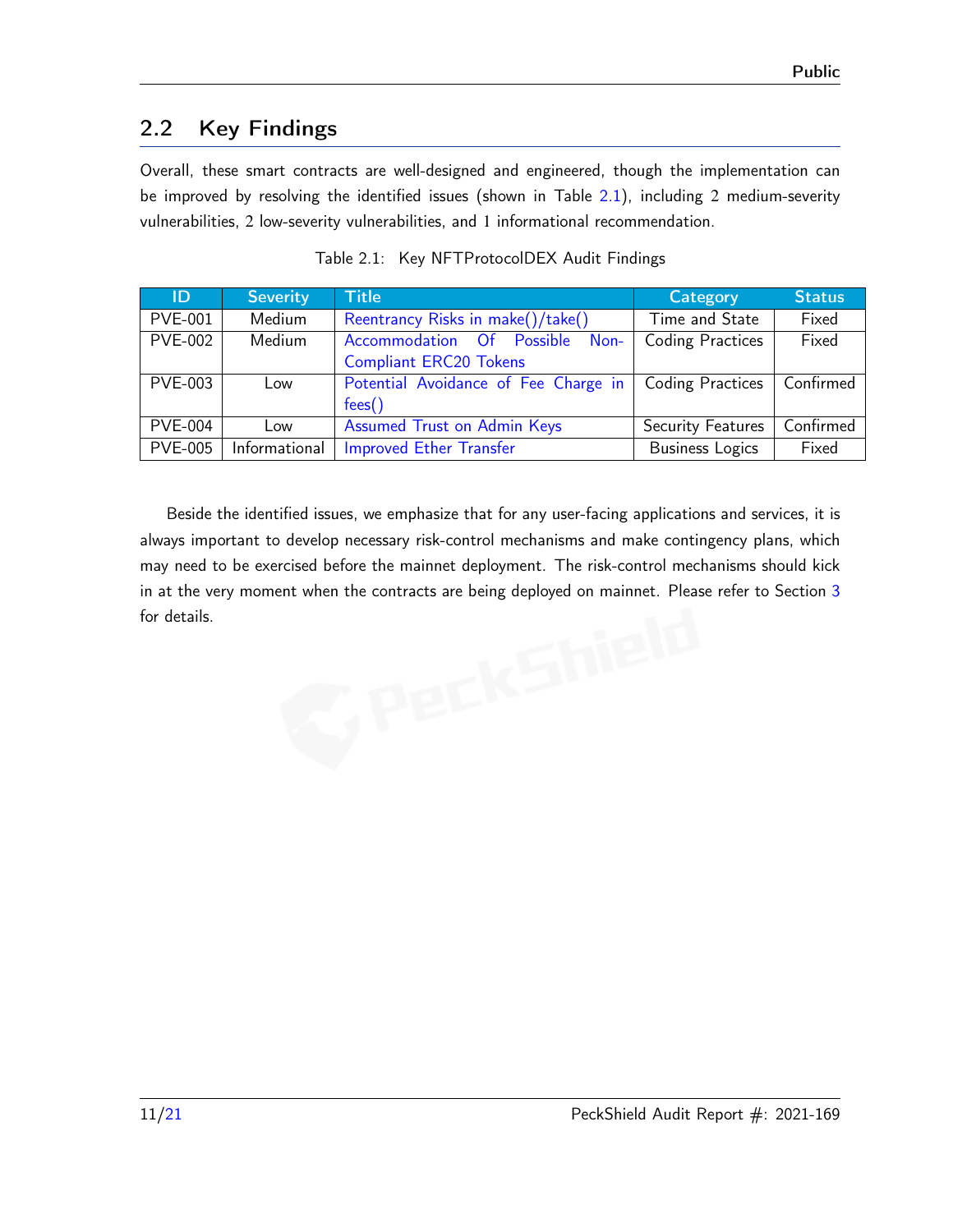## 2.2 Key Findings

Overall, these smart contracts are well-designed and engineered, though the implementation can be improved by resolving the identified issues (shown in Table 2.1), including 2 medium-severity vulnerabilities, 2 low-severity vulnerabilities, and 1 informational recommendation.

Table 2.1: Key NFTProtocolDEX Audit Findings

| ID | Severity | Title | Category | Status |
| --- | --- | --- | --- | --- |
| PVE-001 | Medium | Reentrancy Risks in make()/take() | Time and State | Fixed |
| PVE-002 | Medium | Accommodation Of Possible Non-Compliant ERC20 Tokens | Coding Practices | Fixed |
| PVE-003 | Low | Potential Avoidance of Fee Charge in fees() | Coding Practices | Confirmed |
| PVE-004 | Low | Assumed Trust on Admin Keys | Security Features | Confirmed |
| PVE-005 | Informational | Improved Ether Transfer | Business Logics | Fixed |

Beside the identified issues, we emphasize that for any user-facing applications and services, it is always important to develop necessary risk-control mechanisms and make contingency plans, which may need to be exercised before the mainnet deployment. The risk-control mechanisms should kick in at the very moment when the contracts are being deployed on mainnet. Please refer to Section 3 for details.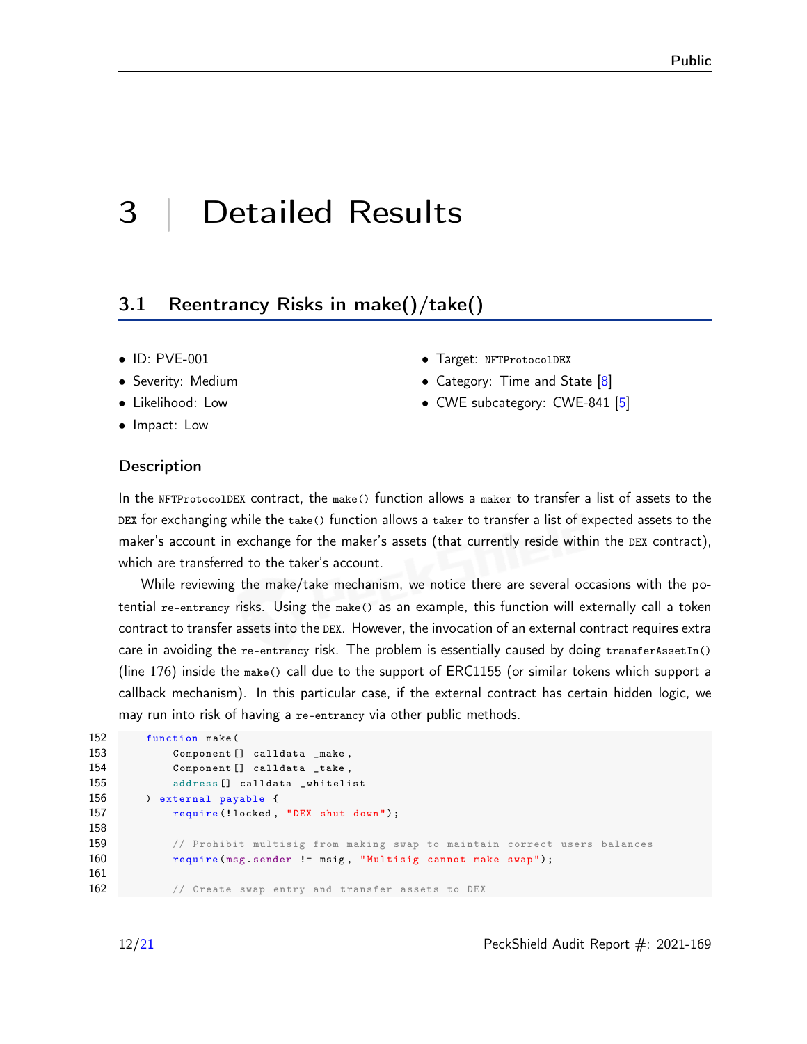# 3 | Detailed Results

## 3.1 Reentrancy Risks in make()/take()

- ID: PVE-001
- Severity: Medium
- Likelihood: Low
- Impact: Low
- Target: NFTProtocolDEX
- Category: Time and State [8]
- CWE subcategory: CWE-841 [5]

### Description

In the NFTProtocolDEX contract, the make() function allows a maker to transfer a list of assets to the DEX for exchanging while the take() function allows a taker to transfer a list of expected assets to the maker's account in exchange for the maker's assets (that currently reside within the DEX contract), which are transferred to the taker's account.

While reviewing the make/take mechanism, we notice there are several occasions with the potential re-entrancy risks. Using the make() as an example, this function will externally call a token contract to transfer assets into the DEX. However, the invocation of an external contract requires extra care in avoiding the re-entrancy risk. The problem is essentially caused by doing transferAssetIn() (line 176) inside the make() call due to the support of ERC1155 (or similar tokens which support a callback mechanism). In this particular case, if the external contract has certain hidden logic, we may run into risk of having a re-entrancy via other public methods.

```
152     function make(
153         Component[] calldata _make,
154         Component[] calldata _take,
155         address[] calldata _whitelist
156     ) external payable {
157         require(!locked, "DEX shut down");
158 
159         // Prohibit multisig from making swap to maintain correct users balances
160         require(msg.sender != msig, "Multisig cannot make swap");
161 
162         // Create swap entry and transfer assets to DEX
```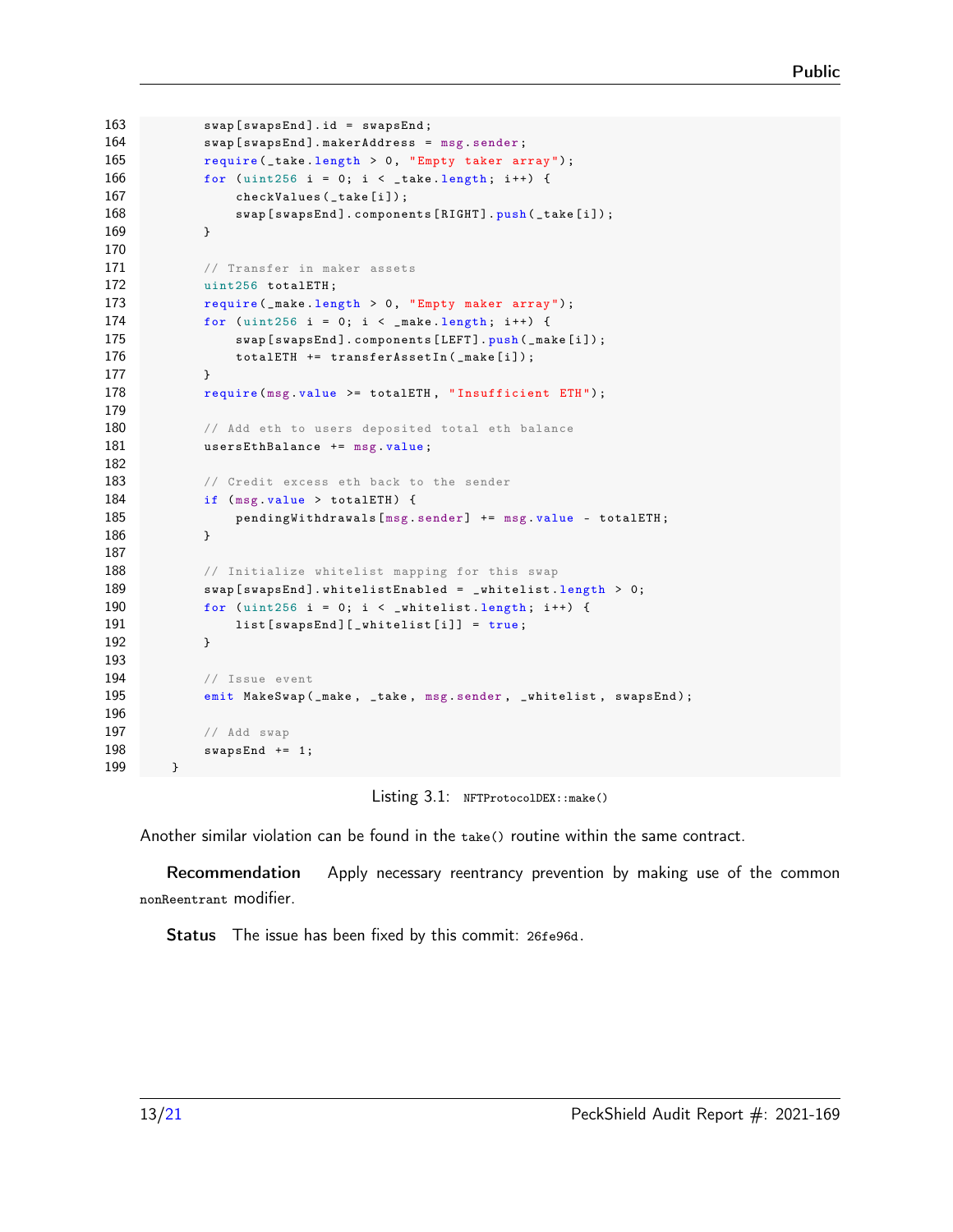```
163         swap[swapsEnd].id = swapsEnd;
164         swap[swapsEnd].makerAddress = msg.sender;
165         require(_take.length > 0, "Empty taker array");
166         for (uint256 i = 0; i < _take.length; i++) {
167             checkValues(_take[i]);
168             swap[swapsEnd].components[RIGHT].push(_take[i]);
169         }
170 
171         // Transfer in maker assets
172         uint256 totalETH;
173         require(_make.length > 0, "Empty maker array");
174         for (uint256 i = 0; i < _make.length; i++) {
175             swap[swapsEnd].components[LEFT].push(_make[i]);
176             totalETH += transferAssetIn(_make[i]);
177         }
178         require(msg.value >= totalETH, "Insufficient ETH");
179 
180         // Add eth to users deposited total eth balance
181         usersEthBalance += msg.value;
182 
183         // Credit excess eth back to the sender
184         if (msg.value > totalETH) {
185             pendingWithdrawals[msg.sender] += msg.value - totalETH;
186         }
187 
188         // Initialize whitelist mapping for this swap
189         swap[swapsEnd].whitelistEnabled = _whitelist.length > 0;
190         for (uint256 i = 0; i < _whitelist.length; i++) {
191             list[swapsEnd][_whitelist[i]] = true;
192         }
193 
194         // Issue event
195         emit MakeSwap(_make, _take, msg.sender, _whitelist, swapsEnd);
196 
197         // Add swap
198         swapsEnd += 1;
199     }
```

Listing 3.1: `NFTProtocolDEX::make()`

Another similar violation can be found in the `take()` routine within the same contract.

**Recommendation** Apply necessary reentrancy prevention by making use of the common `nonReentrant` modifier.

**Status** The issue has been fixed by this commit: `26fe96d`.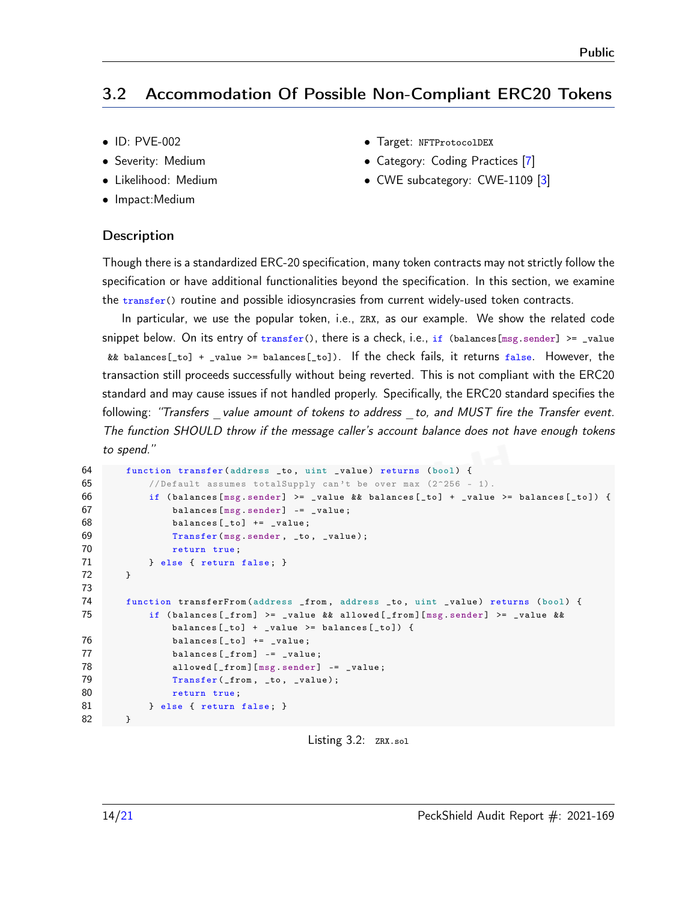## 3.2 Accommodation Of Possible Non-Compliant ERC20 Tokens

- ID: PVE-002
- Severity: Medium
- Likelihood: Medium
- Impact:Medium
- Target: NFTProtocolDEX
- Category: Coding Practices [7]
- CWE subcategory: CWE-1109 [3]

### Description

Though there is a standardized ERC-20 specification, many token contracts may not strictly follow the specification or have additional functionalities beyond the specification. In this section, we examine the `transfer()` routine and possible idiosyncrasies from current widely-used token contracts.

In particular, we use the popular token, i.e., ZRX, as our example. We show the related code snippet below. On its entry of `transfer()`, there is a check, i.e., `if (balances[msg.sender] >= _value && balances[_to] + _value >= balances[_to])`. If the check fails, it returns `false`. However, the transaction still proceeds successfully without being reverted. This is not compliant with the ERC20 standard and may cause issues if not handled properly. Specifically, the ERC20 standard specifies the following: *"Transfers _value amount of tokens to address _to, and MUST fire the Transfer event. The function SHOULD throw if the message caller's account balance does not have enough tokens to spend."*

```
64      function transfer(address _to, uint _value) returns (bool) {
65          //Default assumes totalSupply can't be over max (2^256 - 1).
66          if (balances[msg.sender] >= _value && balances[_to] + _value >= balances[_to]) {
67              balances[msg.sender] -= _value;
68              balances[_to] += _value;
69              Transfer(msg.sender, _to, _value);
70              return true;
71          } else { return false; }
72      }
73
74      function transferFrom(address _from, address _to, uint _value) returns (bool) {
75          if (balances[_from] >= _value && allowed[_from][msg.sender] >= _value &&
                balances[_to] + _value >= balances[_to]) {
76              balances[_to] += _value;
77              balances[_from] -= _value;
78              allowed[_from][msg.sender] -= _value;
79              Transfer(_from, _to, _value);
80              return true;
81          } else { return false; }
82      }
```

Listing 3.2: ZRX.sol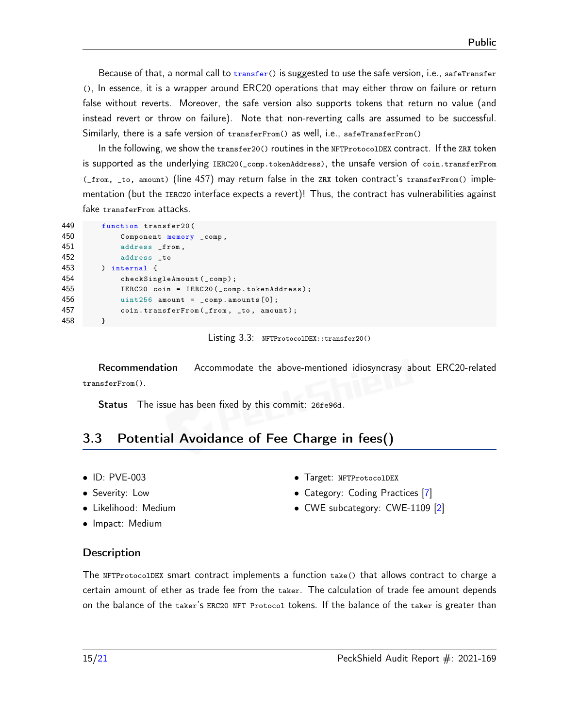Because of that, a normal call to transfer() is suggested to use the safe version, i.e., safeTransfer(), In essence, it is a wrapper around ERC20 operations that may either throw on failure or return false without reverts. Moreover, the safe version also supports tokens that return no value (and instead revert or throw on failure). Note that non-reverting calls are assumed to be successful. Similarly, there is a safe version of transferFrom() as well, i.e., safeTransferFrom()

In the following, we show the transfer20() routines in the NFTProtocolDEX contract. If the ZRX token is supported as the underlying IERC20(_comp.tokenAddress), the unsafe version of coin.transferFrom(_from, _to, amount) (line 457) may return false in the ZRX token contract's transferFrom() implementation (but the IERC20 interface expects a revert)! Thus, the contract has vulnerabilities against fake transferFrom attacks.

```
449     function transfer20(
450         Component memory _comp,
451         address _from,
452         address _to
453     ) internal {
454         checkSingleAmount(_comp);
455         IERC20 coin = IERC20(_comp.tokenAddress);
456         uint256 amount = _comp.amounts[0];
457         coin.transferFrom(_from, _to, amount);
458     }
```

Listing 3.3: NFTProtocolDEX::transfer20()

**Recommendation** Accommodate the above-mentioned idiosyncrasy about ERC20-related transferFrom().

**Status** The issue has been fixed by this commit: 26fe96d.

## 3.3 Potential Avoidance of Fee Charge in fees()

- ID: PVE-003
- Severity: Low
- Likelihood: Medium
- Impact: Medium
- Target: NFTProtocolDEX
- Category: Coding Practices [7]
- CWE subcategory: CWE-1109 [2]

### Description

The NFTProtocolDEX smart contract implements a function take() that allows contract to charge a certain amount of ether as trade fee from the taker. The calculation of trade fee amount depends on the balance of the taker's ERC20 NFT Protocol tokens. If the balance of the taker is greater than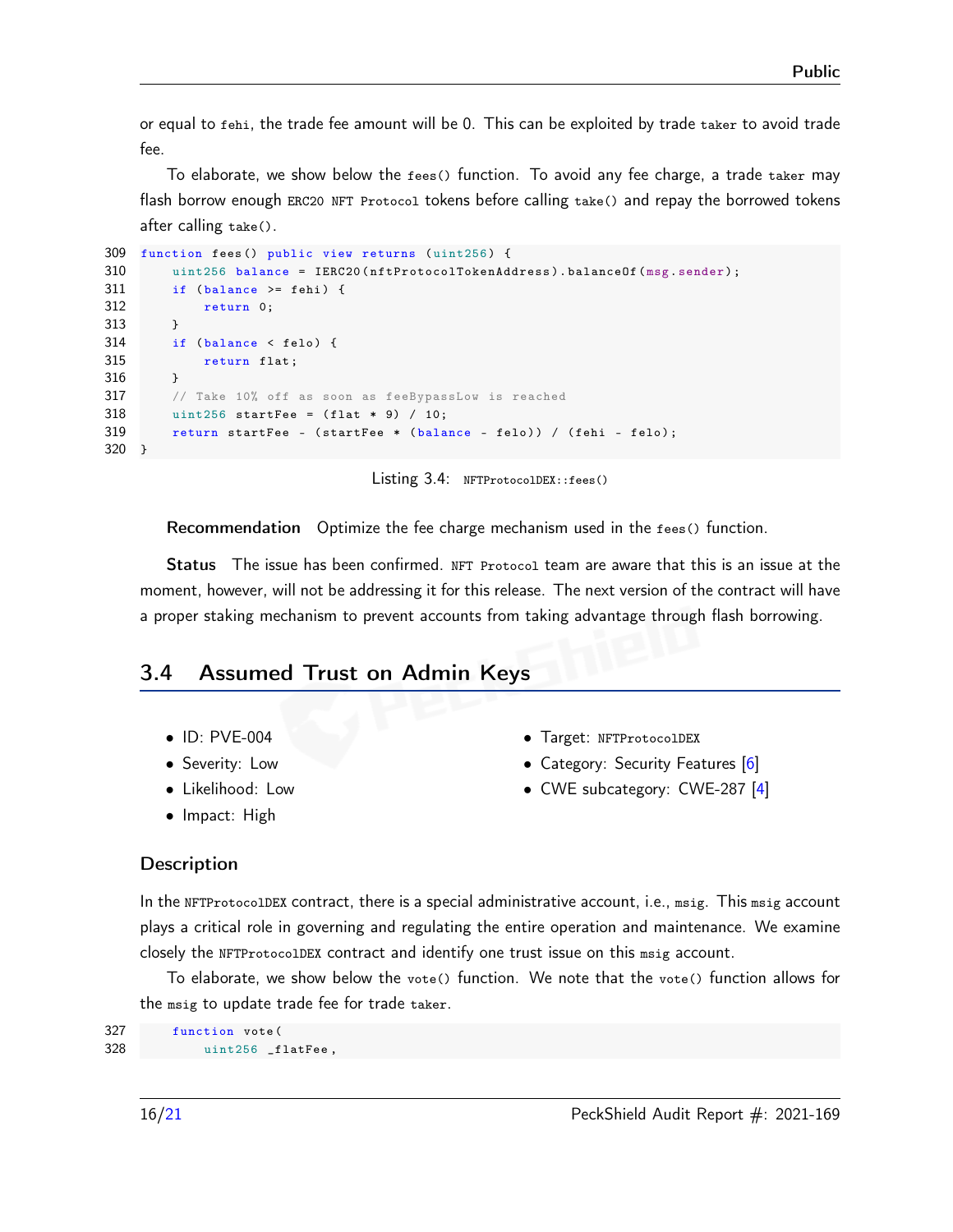or equal to fehi, the trade fee amount will be 0. This can be exploited by trade taker to avoid trade fee.

To elaborate, we show below the fees() function. To avoid any fee charge, a trade taker may flash borrow enough ERC20 NFT Protocol tokens before calling take() and repay the borrowed tokens after calling take().

```
309 function fees() public view returns (uint256) {
310     uint256 balance = IERC20(nftProtocolTokenAddress).balanceOf(msg.sender);
311     if (balance >= fehi) {
312         return 0;
313     }
314     if (balance < felo) {
315         return flat;
316     }
317     // Take 10% off as soon as feeBypassLow is reached
318     uint256 startFee = (flat * 9) / 10;
319     return startFee - (startFee * (balance - felo)) / (fehi - felo);
320 }
```

Listing 3.4: NFTProtocolDEX::fees()

**Recommendation** Optimize the fee charge mechanism used in the fees() function.

**Status** The issue has been confirmed. NFT Protocol team are aware that this is an issue at the moment, however, will not be addressing it for this release. The next version of the contract will have a proper staking mechanism to prevent accounts from taking advantage through flash borrowing.

## 3.4 Assumed Trust on Admin Keys

- ID: PVE-004
- Severity: Low
- Likelihood: Low
- Impact: High
- Target: NFTProtocolDEX
- Category: Security Features [6]
- CWE subcategory: CWE-287 [4]

### Description

In the NFTProtocolDEX contract, there is a special administrative account, i.e., msig. This msig account plays a critical role in governing and regulating the entire operation and maintenance. We examine closely the NFTProtocolDEX contract and identify one trust issue on this msig account.

To elaborate, we show below the vote() function. We note that the vote() function allows for the msig to update trade fee for trade taker.

```
327     function vote(
328         uint256 _flatFee,
```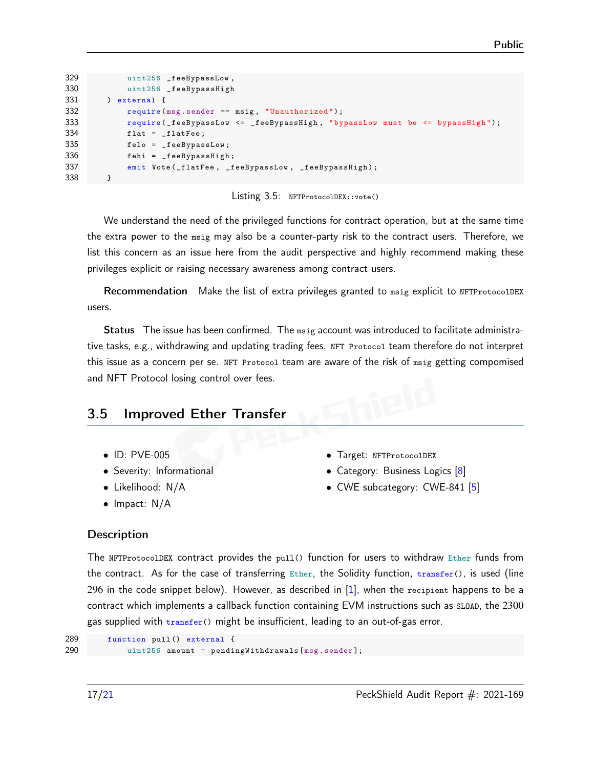```
329         uint256 _feeBypassLow,
330         uint256 _feeBypassHigh
331     ) external {
332         require(msg.sender == msig, "Unauthorized");
333         require(_feeBypassLow <= _feeBypassHigh, "bypassLow must be <= bypassHigh");
334         flat = _flatFee;
335         felo = _feeBypassLow;
336         fehi = _feeBypassHigh;
337         emit Vote(_flatFee, _feeBypassLow, _feeBypassHigh);
338     }
```

Listing 3.5: `NFTProtocolDEX::vote()`

We understand the need of the privileged functions for contract operation, but at the same time the extra power to the `msig` may also be a counter-party risk to the contract users. Therefore, we list this concern as an issue here from the audit perspective and highly recommend making these privileges explicit or raising necessary awareness among contract users.

**Recommendation** Make the list of extra privileges granted to `msig` explicit to `NFTProtocolDEX` users.

**Status** The issue has been confirmed. The `msig` account was introduced to facilitate administrative tasks, e.g., withdrawing and updating trading fees. `NFT Protocol` team therefore do not interpret this issue as a concern per se. `NFT Protocol` team are aware of the risk of `msig` getting compomised and NFT Protocol losing control over fees.

## 3.5 Improved Ether Transfer

- ID: PVE-005
- Severity: Informational
- Likelihood: N/A
- Impact: N/A
- Target: `NFTProtocolDEX`
- Category: Business Logics [8]
- CWE subcategory: CWE-841 [5]

### Description

The `NFTProtocolDEX` contract provides the `pull()` function for users to withdraw `Ether` funds from the contract. As for the case of transferring `Ether`, the Solidity function, `transfer()`, is used (line 296 in the code snippet below). However, as described in [1], when the `recipient` happens to be a contract which implements a callback function containing EVM instructions such as `SLOAD`, the 2300 gas supplied with `transfer()` might be insufficient, leading to an out-of-gas error.

```
289     function pull() external {
290         uint256 amount = pendingWithdrawals[msg.sender];
```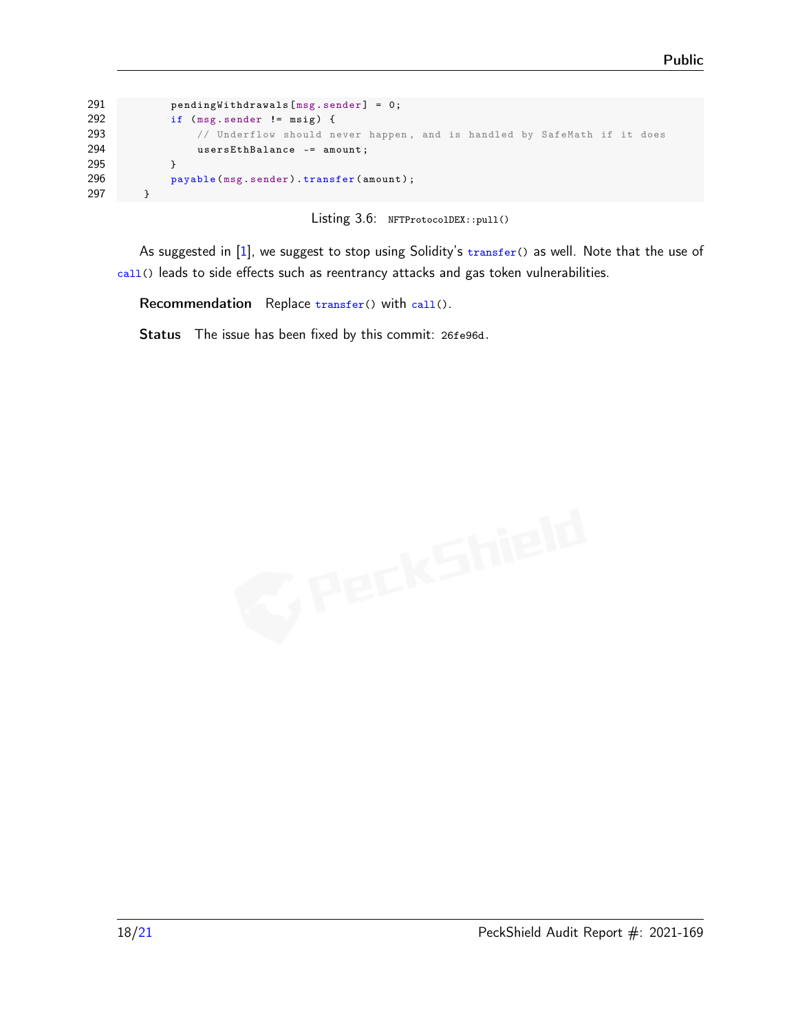```
291         pendingWithdrawals[msg.sender] = 0;
292         if (msg.sender != msig) {
293             // Underflow should never happen, and is handled by SafeMath if it does
294             usersEthBalance -= amount;
295         }
296         payable(msg.sender).transfer(amount);
297     }
```

Listing 3.6: `NFTProtocolDEX::pull()`

As suggested in [1], we suggest to stop using Solidity's `transfer()` as well. Note that the use of `call()` leads to side effects such as reentrancy attacks and gas token vulnerabilities.

**Recommendation** Replace `transfer()` with `call()`.

**Status** The issue has been fixed by this commit: `26fe96d`.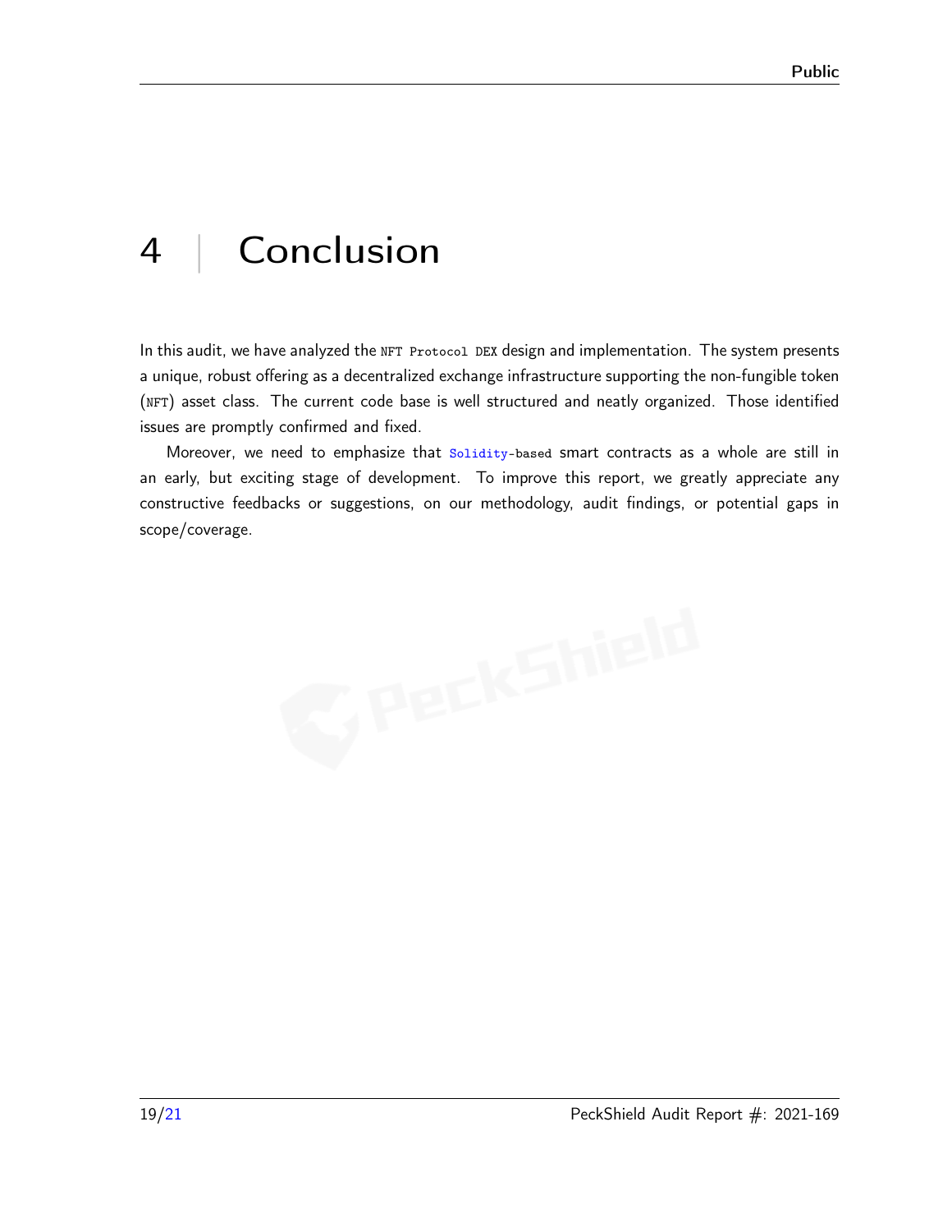# 4 | Conclusion

In this audit, we have analyzed the `NFT Protocol DEX` design and implementation. The system presents a unique, robust offering as a decentralized exchange infrastructure supporting the non-fungible token (`NFT`) asset class. The current code base is well structured and neatly organized. Those identified issues are promptly confirmed and fixed.

Moreover, we need to emphasize that `Solidity-based` smart contracts as a whole are still in an early, but exciting stage of development. To improve this report, we greatly appreciate any constructive feedbacks or suggestions, on our methodology, audit findings, or potential gaps in scope/coverage.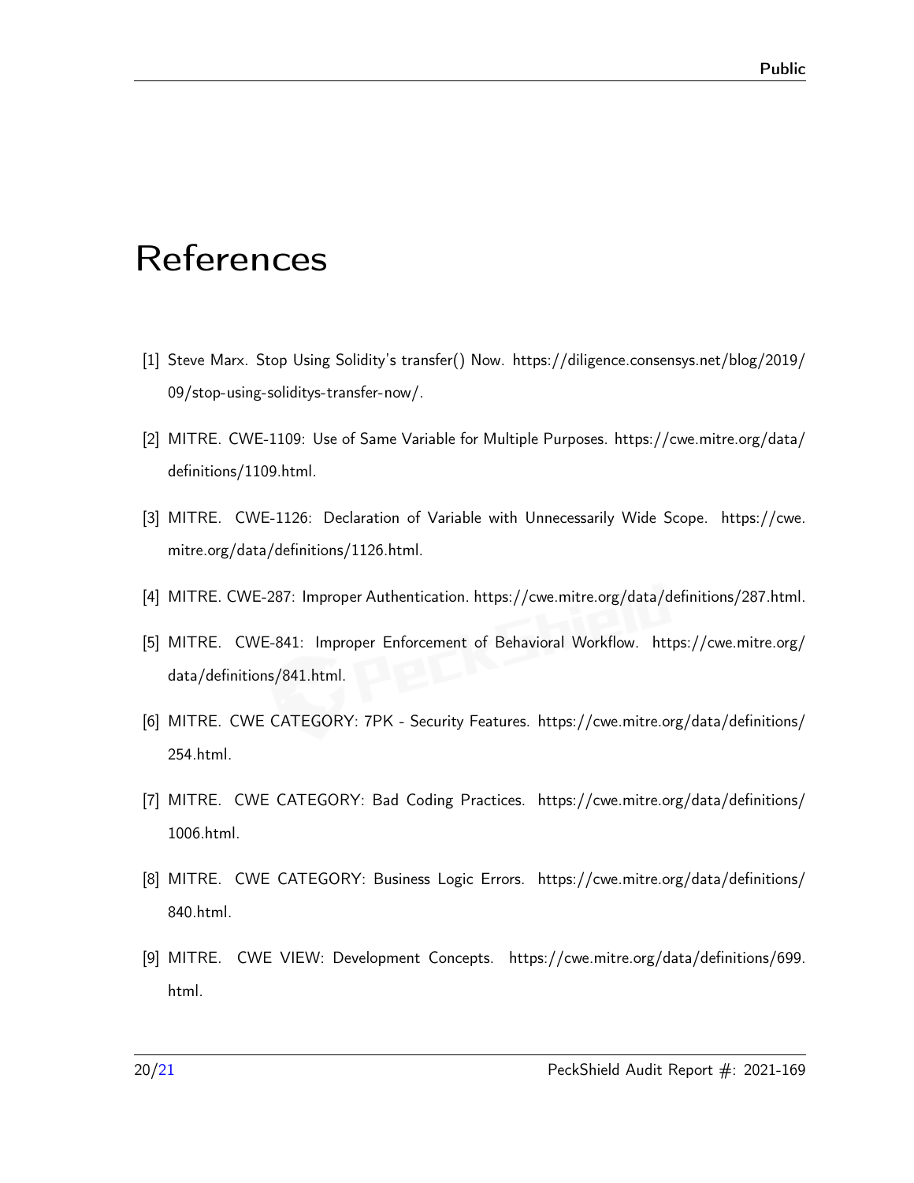# References

[1] Steve Marx. Stop Using Solidity's transfer() Now. https://diligence.consensys.net/blog/2019/09/stop-using-soliditys-transfer-now/.

[2] MITRE. CWE-1109: Use of Same Variable for Multiple Purposes. https://cwe.mitre.org/data/definitions/1109.html.

[3] MITRE. CWE-1126: Declaration of Variable with Unnecessarily Wide Scope. https://cwe.mitre.org/data/definitions/1126.html.

[4] MITRE. CWE-287: Improper Authentication. https://cwe.mitre.org/data/definitions/287.html.

[5] MITRE. CWE-841: Improper Enforcement of Behavioral Workflow. https://cwe.mitre.org/data/definitions/841.html.

[6] MITRE. CWE CATEGORY: 7PK - Security Features. https://cwe.mitre.org/data/definitions/254.html.

[7] MITRE. CWE CATEGORY: Bad Coding Practices. https://cwe.mitre.org/data/definitions/1006.html.

[8] MITRE. CWE CATEGORY: Business Logic Errors. https://cwe.mitre.org/data/definitions/840.html.

[9] MITRE. CWE VIEW: Development Concepts. https://cwe.mitre.org/data/definitions/699.html.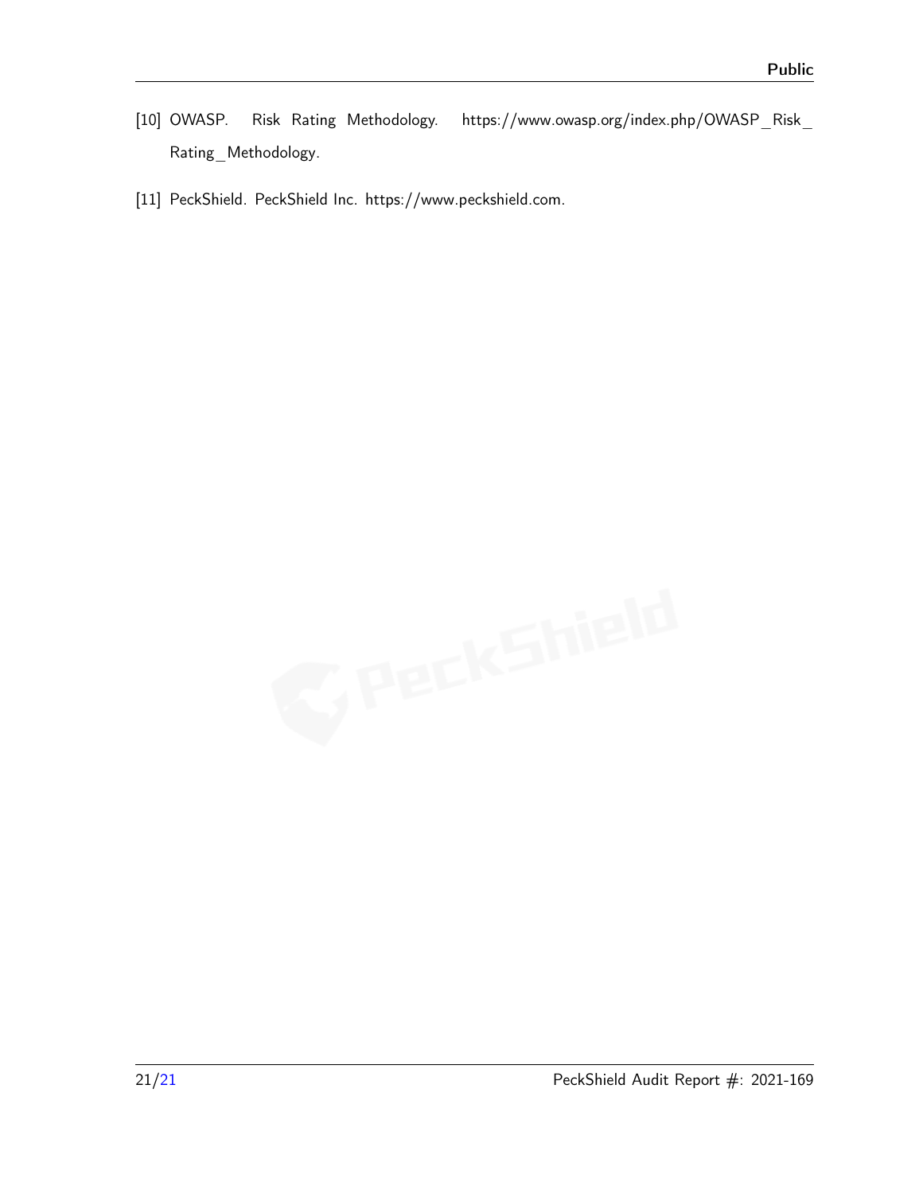[10] OWASP. Risk Rating Methodology. https://www.owasp.org/index.php/OWASP_Risk_Rating_Methodology.

[11] PeckShield. PeckShield Inc. https://www.peckshield.com.